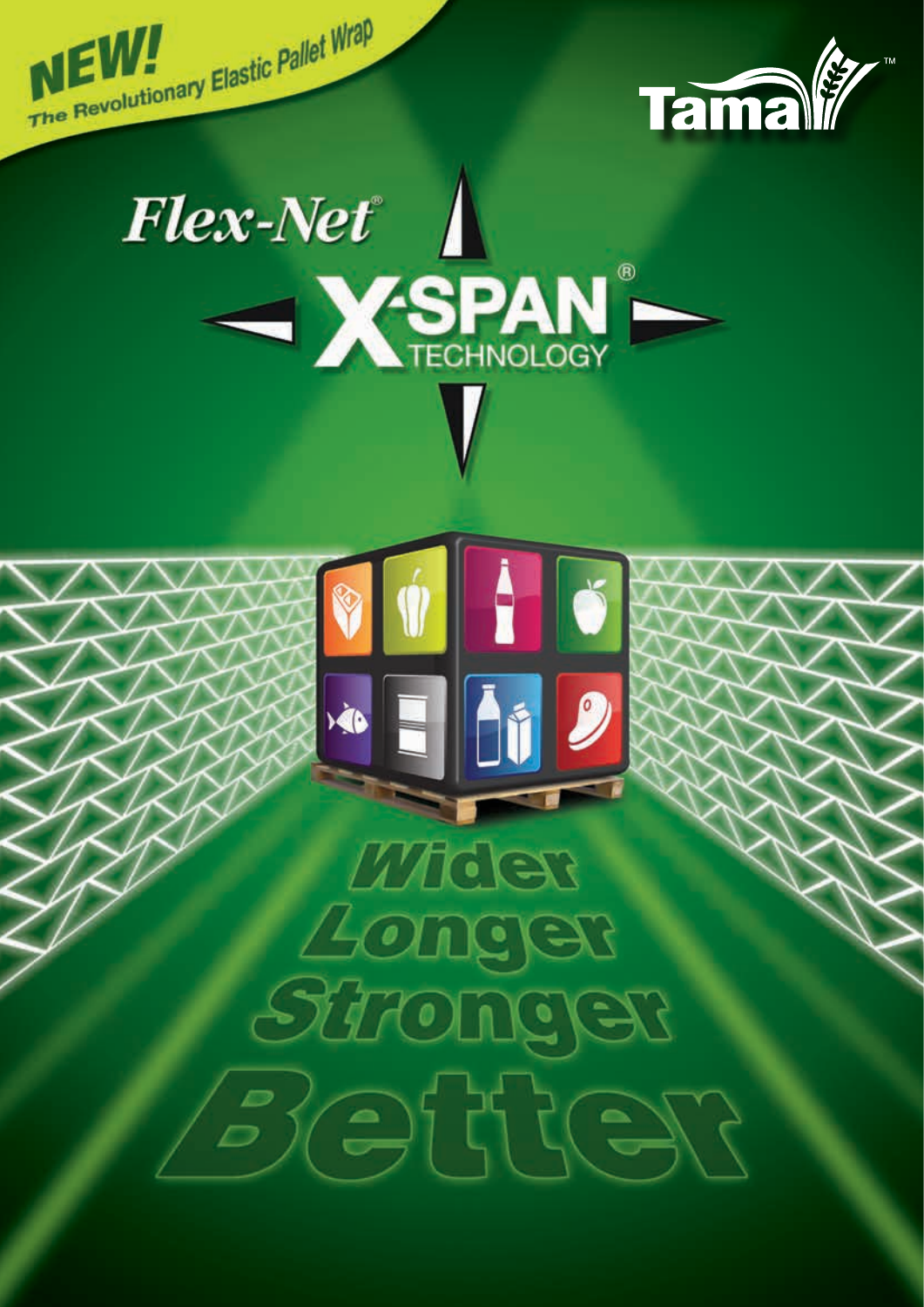**NEW!**
**The Revolutionary Elastic Pallet Wrap**

Tama™

# Flex-Net®

# X-SPAN® TECHNOLOGY

## Wider
## Longer
## Stronger
## Better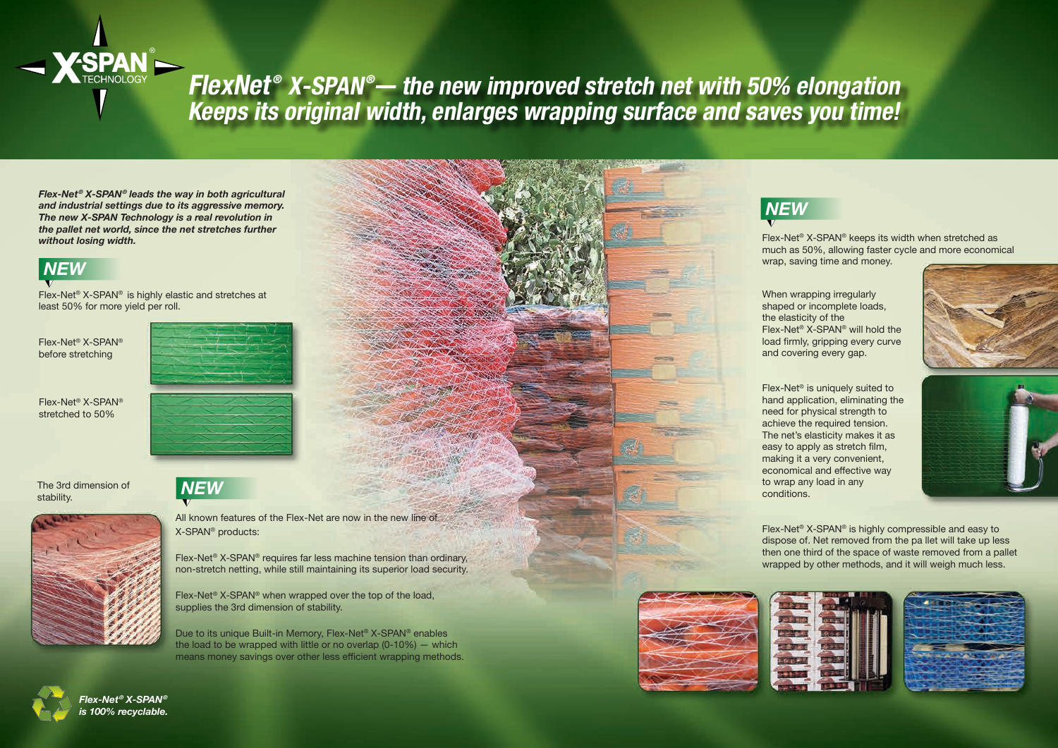# FlexNet® X-SPAN®— the new improved stretch net with 50% elongation
## Keeps its original width, enlarges wrapping surface and saves you time!

***Flex-Net® X-SPAN® leads the way in both agricultural and industrial settings due to its aggressive memory. The new X-SPAN Technology is a real revolution in the pallet net world, since the net stretches further without losing width.***

### NEW

Flex-Net® X-SPAN® is highly elastic and stretches at least 50% for more yield per roll.

Flex-Net® X-SPAN® before stretching

Flex-Net® X-SPAN® stretched to 50%

The 3rd dimension of stability.

### NEW

All known features of the Flex-Net are now in the new line of X-SPAN® products:

Flex-Net® X-SPAN® requires far less machine tension than ordinary, non-stretch netting, while still maintaining its superior load security.

Flex-Net® X-SPAN® when wrapped over the top of the load, supplies the 3rd dimension of stability.

Due to its unique Built-in Memory, Flex-Net® X-SPAN® enables the load to be wrapped with little or no overlap (0-10%) — which means money savings over other less efficient wrapping methods.

### NEW

Flex-Net® X-SPAN® keeps its width when stretched as much as 50%, allowing faster cycle and more economical wrap, saving time and money.

When wrapping irregularly shaped or incomplete loads, the elasticity of the Flex-Net® X-SPAN® will hold the load firmly, gripping every curve and covering every gap.

Flex-Net® is uniquely suited to hand application, eliminating the need for physical strength to achieve the required tension. The net's elasticity makes it as easy to apply as stretch film, making it a very convenient, economical and effective way to wrap any load in any conditions.

Flex-Net® X-SPAN® is highly compressible and easy to dispose of. Net removed from the pa llet will take up less then one third of the space of waste removed from a pallet wrapped by other methods, and it will weigh much less.

***Flex-Net® X-SPAN® is 100% recyclable.***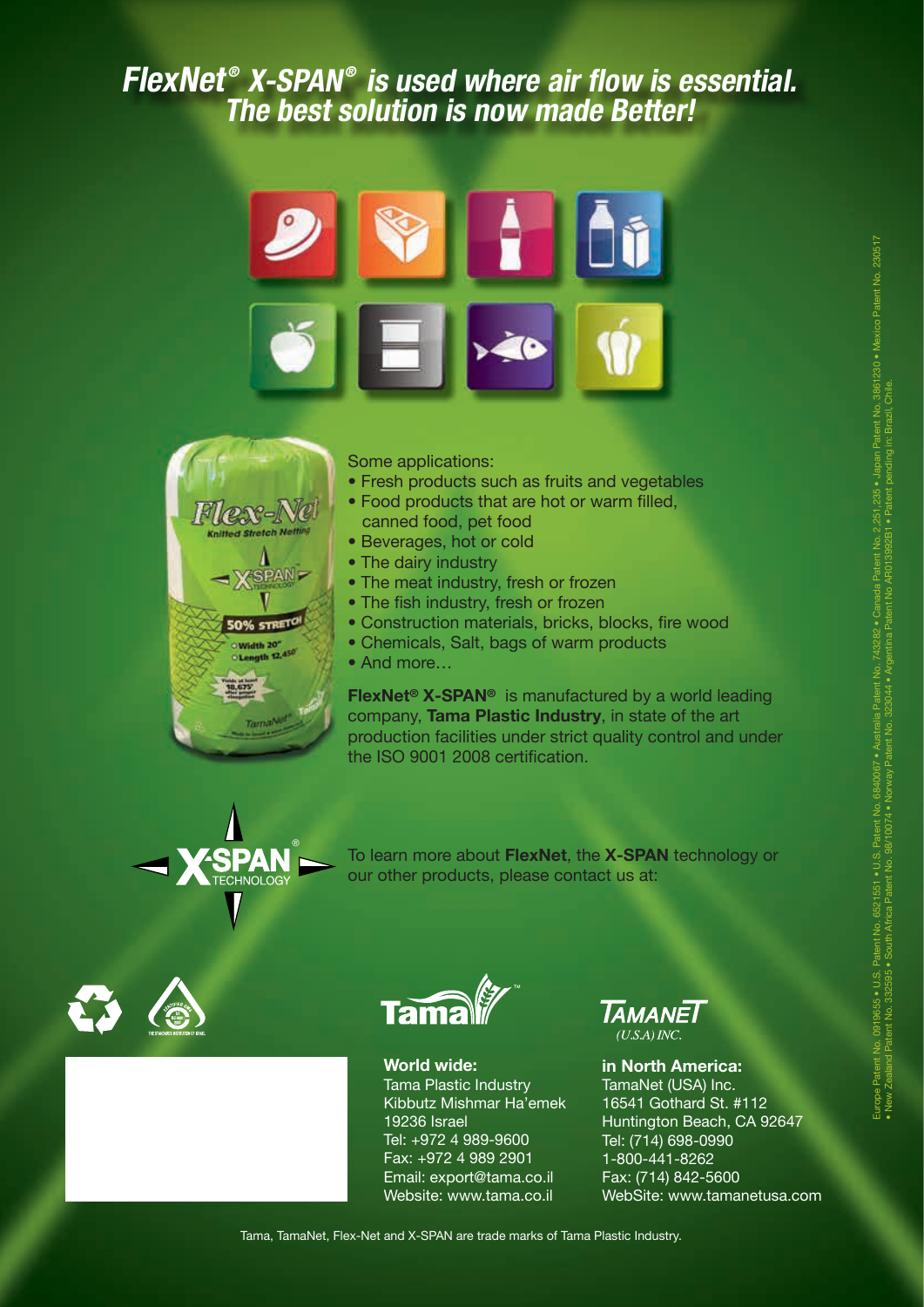# FlexNet® X-SPAN® is used where air flow is essential. The best solution is now made Better!

Some applications:

- Fresh products such as fruits and vegetables
- Food products that are hot or warm filled, canned food, pet food
- Beverages, hot or cold
- The dairy industry
- The meat industry, fresh or frozen
- The fish industry, fresh or frozen
- Construction materials, bricks, blocks, fire wood
- Chemicals, Salt, bags of warm products
- And more…

**FlexNet® X-SPAN®** is manufactured by a world leading company, **Tama Plastic Industry**, in state of the art production facilities under strict quality control and under the ISO 9001 2008 certification.

To learn more about **FlexNet**, the **X-SPAN** technology or our other products, please contact us at:

**World wide:**
Tama Plastic Industry
Kibbutz Mishmar Ha'emek
19236 Israel
Tel: +972 4 989-9600
Fax: +972 4 989 2901
Email: export@tama.co.il
Website: www.tama.co.il

**in North America:**
TamaNet (USA) Inc.
16541 Gothard St. #112
Huntington Beach, CA 92647
Tel: (714) 698-0990
1-800-441-8262
Fax: (714) 842-5600
WebSite: www.tamanetusa.com

Tama, TamaNet, Flex-Net and X-SPAN are trade marks of Tama Plastic Industry.

Europe Patent No. 0919655 • U.S. Patent No. 6521551 • U.S. Patent No. 6840067 • Australia Patent No. 742282 • Canada Patent No. 2,251,235 • Japan Patent No. 3861230 • Mexico Patent No. 230517 • New Zealand Patent No. 332595 • South Africa Patent No. 98/10074 • Norway Patent No. 323044 • Argentina Patent No AR013992B1 • Patent pending in: Brazil, Chile.